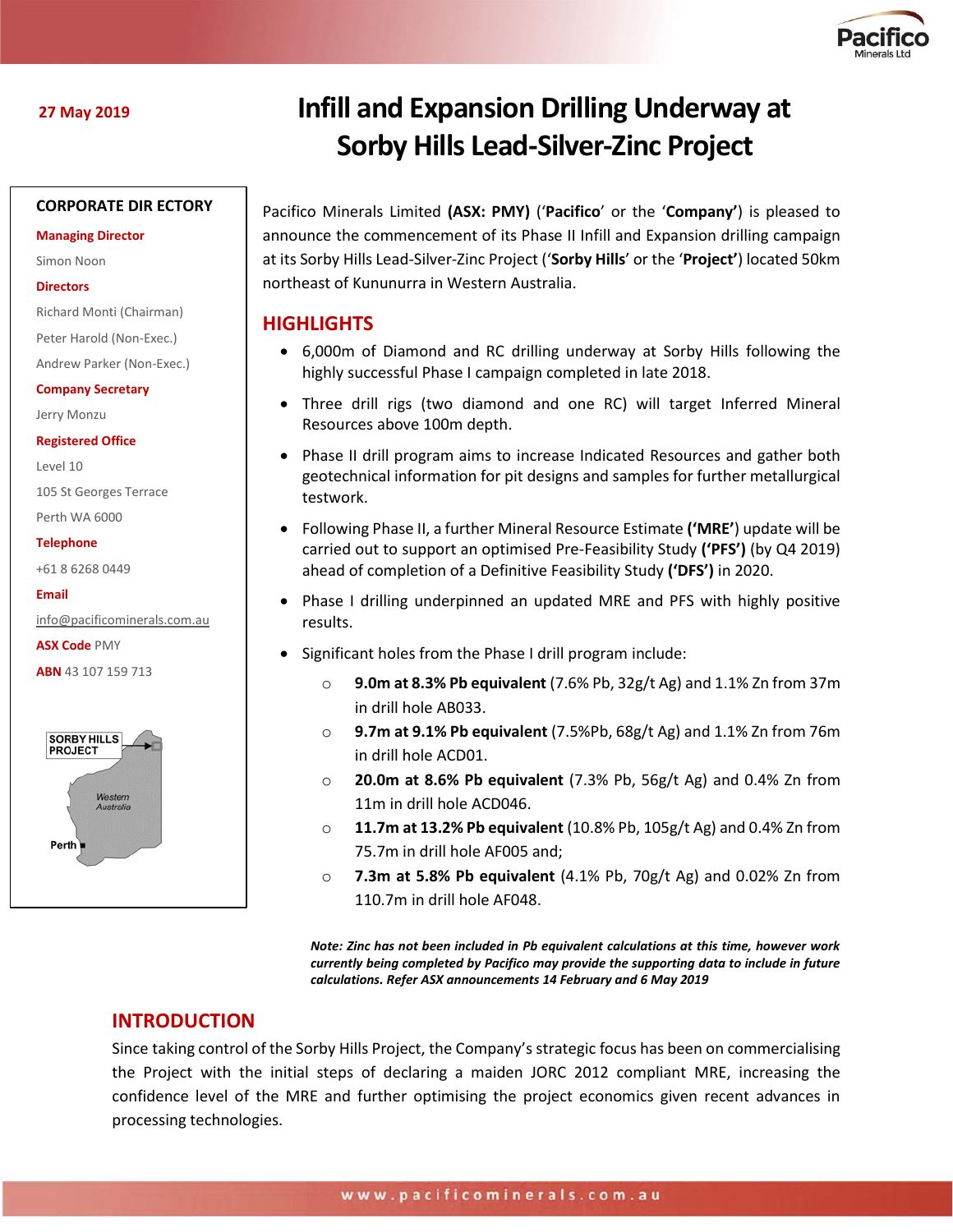27 May 2019

# Infill and Expansion Drilling Underway at Sorby Hills Lead-Silver-Zinc Project

**CORPORATE DIR ECTORY**

**Managing Director**

Simon Noon

**Directors**

Richard Monti (Chairman)

Peter Harold (Non-Exec.)

Andrew Parker (Non-Exec.)

**Company Secretary**

Jerry Monzu

**Registered Office**

Level 10

105 St Georges Terrace

Perth WA 6000

**Telephone**

+61 8 6268 0449

**Email**

info@pacificominerals.com.au

**ASX Code** PMY

**ABN** 43 107 159 713

Pacifico Minerals Limited **(ASX: PMY)** ('**Pacifico**' or the '**Company'**) is pleased to announce the commencement of its Phase II Infill and Expansion drilling campaign at its Sorby Hills Lead-Silver-Zinc Project ('**Sorby Hills**' or the '**Project'**) located 50km northeast of Kununurra in Western Australia.

## HIGHLIGHTS

- 6,000m of Diamond and RC drilling underway at Sorby Hills following the highly successful Phase I campaign completed in late 2018.
- Three drill rigs (two diamond and one RC) will target Inferred Mineral Resources above 100m depth.
- Phase II drill program aims to increase Indicated Resources and gather both geotechnical information for pit designs and samples for further metallurgical testwork.
- Following Phase II, a further Mineral Resource Estimate **('MRE'**) update will be carried out to support an optimised Pre-Feasibility Study **('PFS')** (by Q4 2019) ahead of completion of a Definitive Feasibility Study **('DFS')** in 2020.
- Phase I drilling underpinned an updated MRE and PFS with highly positive results.
- Significant holes from the Phase I drill program include:
  - **9.0m at 8.3% Pb equivalent** (7.6% Pb, 32g/t Ag) and 1.1% Zn from 37m in drill hole AB033.
  - **9.7m at 9.1% Pb equivalent** (7.5%Pb, 68g/t Ag) and 1.1% Zn from 76m in drill hole ACD01.
  - **20.0m at 8.6% Pb equivalent** (7.3% Pb, 56g/t Ag) and 0.4% Zn from 11m in drill hole ACD046.
  - **11.7m at 13.2% Pb equivalent** (10.8% Pb, 105g/t Ag) and 0.4% Zn from 75.7m in drill hole AF005 and;
  - **7.3m at 5.8% Pb equivalent** (4.1% Pb, 70g/t Ag) and 0.02% Zn from 110.7m in drill hole AF048.

***Note: Zinc has not been included in Pb equivalent calculations at this time, however work currently being completed by Pacifico may provide the supporting data to include in future calculations. Refer ASX announcements 14 February and 6 May 2019***

## INTRODUCTION

Since taking control of the Sorby Hills Project, the Company's strategic focus has been on commercialising the Project with the initial steps of declaring a maiden JORC 2012 compliant MRE, increasing the confidence level of the MRE and further optimising the project economics given recent advances in processing technologies.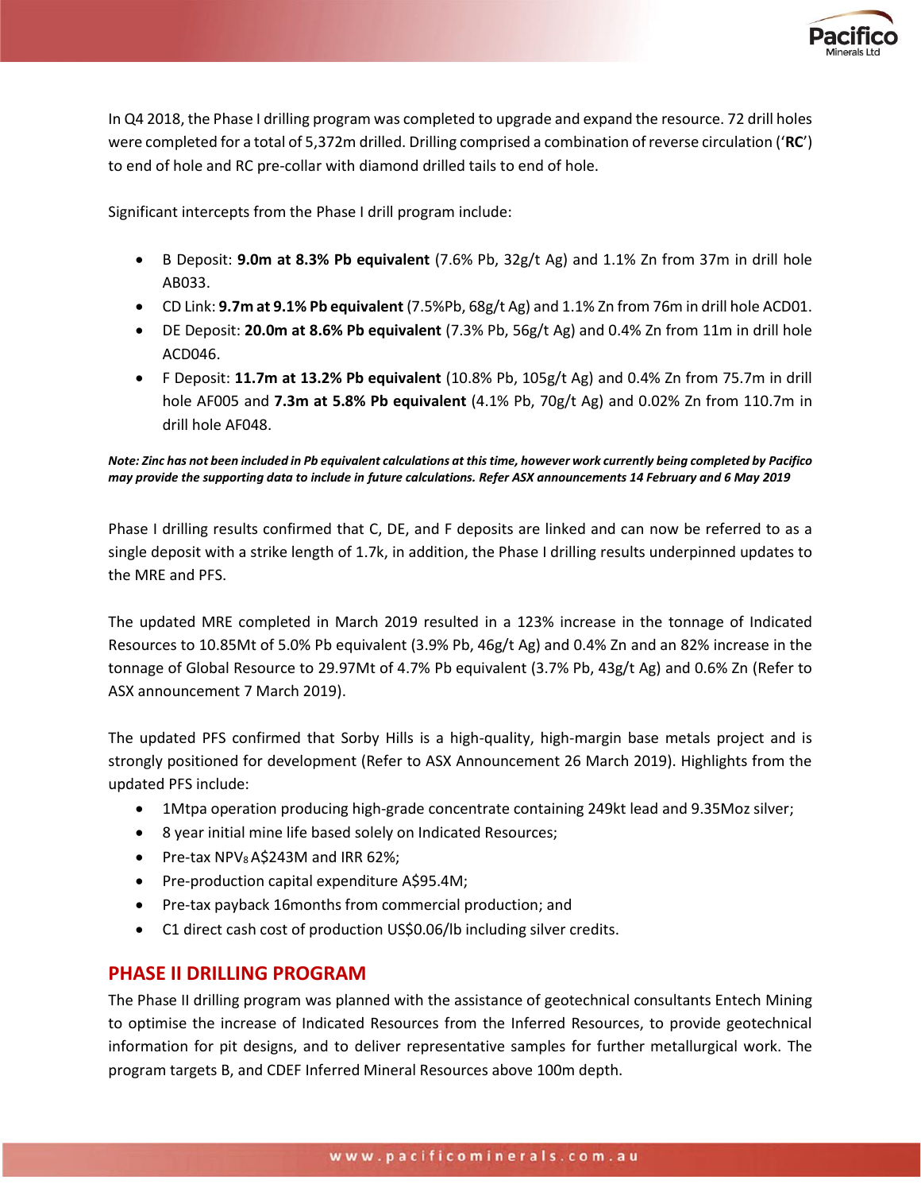In Q4 2018, the Phase I drilling program was completed to upgrade and expand the resource. 72 drill holes were completed for a total of 5,372m drilled. Drilling comprised a combination of reverse circulation (‘**RC**’) to end of hole and RC pre-collar with diamond drilled tails to end of hole.

Significant intercepts from the Phase I drill program include:

- B Deposit: **9.0m at 8.3% Pb equivalent** (7.6% Pb, 32g/t Ag) and 1.1% Zn from 37m in drill hole AB033.
- CD Link: **9.7m at 9.1% Pb equivalent** (7.5%Pb, 68g/t Ag) and 1.1% Zn from 76m in drill hole ACD01.
- DE Deposit: **20.0m at 8.6% Pb equivalent** (7.3% Pb, 56g/t Ag) and 0.4% Zn from 11m in drill hole ACD046.
- F Deposit: **11.7m at 13.2% Pb equivalent** (10.8% Pb, 105g/t Ag) and 0.4% Zn from 75.7m in drill hole AF005 and **7.3m at 5.8% Pb equivalent** (4.1% Pb, 70g/t Ag) and 0.02% Zn from 110.7m in drill hole AF048.

***Note: Zinc has not been included in Pb equivalent calculations at this time, however work currently being completed by Pacifico may provide the supporting data to include in future calculations. Refer ASX announcements 14 February and 6 May 2019***

Phase I drilling results confirmed that C, DE, and F deposits are linked and can now be referred to as a single deposit with a strike length of 1.7k, in addition, the Phase I drilling results underpinned updates to the MRE and PFS.

The updated MRE completed in March 2019 resulted in a 123% increase in the tonnage of Indicated Resources to 10.85Mt of 5.0% Pb equivalent (3.9% Pb, 46g/t Ag) and 0.4% Zn and an 82% increase in the tonnage of Global Resource to 29.97Mt of 4.7% Pb equivalent (3.7% Pb, 43g/t Ag) and 0.6% Zn (Refer to ASX announcement 7 March 2019).

The updated PFS confirmed that Sorby Hills is a high-quality, high-margin base metals project and is strongly positioned for development (Refer to ASX Announcement 26 March 2019). Highlights from the updated PFS include:

- 1Mtpa operation producing high-grade concentrate containing 249kt lead and 9.35Moz silver;
- 8 year initial mine life based solely on Indicated Resources;
- Pre-tax $NPV_8$ A$243M and IRR 62%;
- Pre-production capital expenditure A$95.4M;
- Pre-tax payback 16months from commercial production; and
- C1 direct cash cost of production US$0.06/lb including silver credits.

## PHASE II DRILLING PROGRAM

The Phase II drilling program was planned with the assistance of geotechnical consultants Entech Mining to optimise the increase of Indicated Resources from the Inferred Resources, to provide geotechnical information for pit designs, and to deliver representative samples for further metallurgical work. The program targets B, and CDEF Inferred Mineral Resources above 100m depth.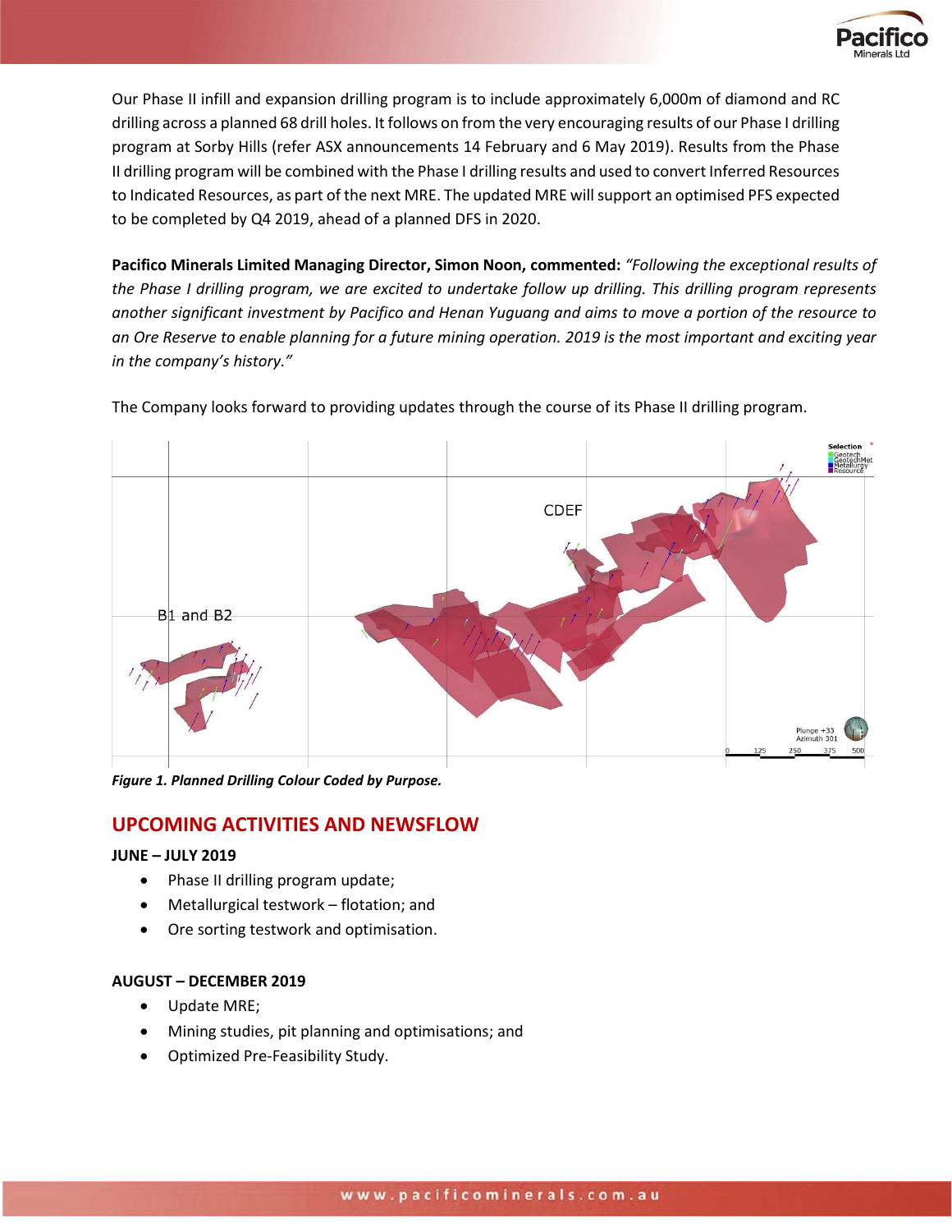Our Phase II infill and expansion drilling program is to include approximately 6,000m of diamond and RC drilling across a planned 68 drill holes. It follows on from the very encouraging results of our Phase I drilling program at Sorby Hills (refer ASX announcements 14 February and 6 May 2019). Results from the Phase II drilling program will be combined with the Phase I drilling results and used to convert Inferred Resources to Indicated Resources, as part of the next MRE. The updated MRE will support an optimised PFS expected to be completed by Q4 2019, ahead of a planned DFS in 2020.

**Pacifico Minerals Limited Managing Director, Simon Noon, commented:** *"Following the exceptional results of the Phase I drilling program, we are excited to undertake follow up drilling. This drilling program represents another significant investment by Pacifico and Henan Yuguang and aims to move a portion of the resource to an Ore Reserve to enable planning for a future mining operation. 2019 is the most important and exciting year in the company's history."*

The Company looks forward to providing updates through the course of its Phase II drilling program.

***Figure 1. Planned Drilling Colour Coded by Purpose.***

## UPCOMING ACTIVITIES AND NEWSFLOW

**JUNE – JULY 2019**

- Phase II drilling program update;
- Metallurgical testwork – flotation; and
- Ore sorting testwork and optimisation.

**AUGUST – DECEMBER 2019**

- Update MRE;
- Mining studies, pit planning and optimisations; and
- Optimized Pre-Feasibility Study.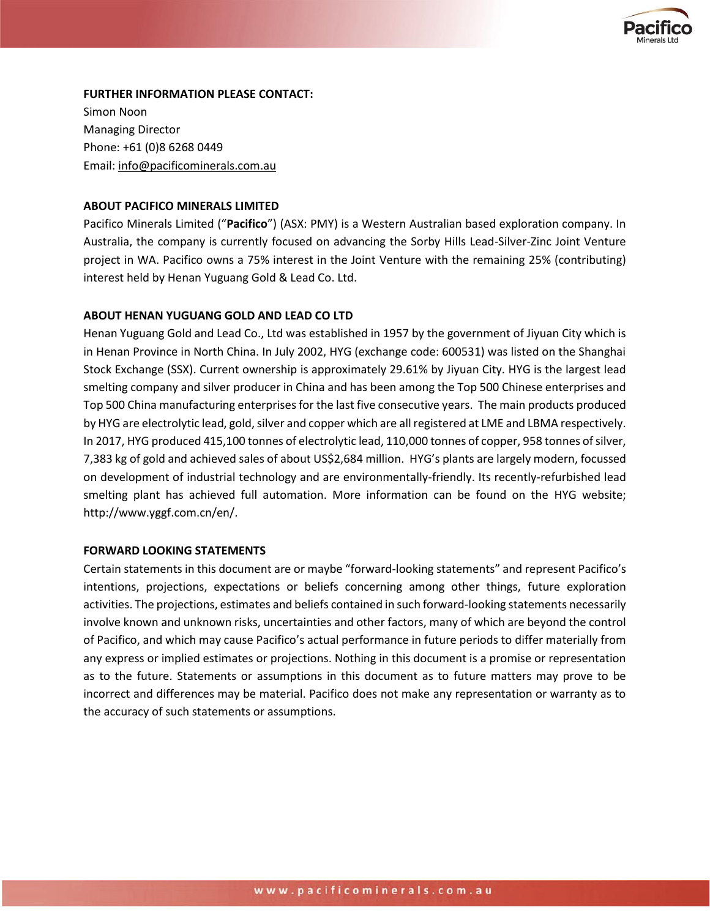**FURTHER INFORMATION PLEASE CONTACT:**
Simon Noon
Managing Director
Phone: +61 (0)8 6268 0449
Email: info@pacificominerals.com.au

**ABOUT PACIFICO MINERALS LIMITED**

Pacifico Minerals Limited ("**Pacifico**") (ASX: PMY) is a Western Australian based exploration company. In Australia, the company is currently focused on advancing the Sorby Hills Lead-Silver-Zinc Joint Venture project in WA. Pacifico owns a 75% interest in the Joint Venture with the remaining 25% (contributing) interest held by Henan Yuguang Gold & Lead Co. Ltd.

**ABOUT HENAN YUGUANG GOLD AND LEAD CO LTD**

Henan Yuguang Gold and Lead Co., Ltd was established in 1957 by the government of Jiyuan City which is in Henan Province in North China. In July 2002, HYG (exchange code: 600531) was listed on the Shanghai Stock Exchange (SSX). Current ownership is approximately 29.61% by Jiyuan City. HYG is the largest lead smelting company and silver producer in China and has been among the Top 500 Chinese enterprises and Top 500 China manufacturing enterprises for the last five consecutive years. The main products produced by HYG are electrolytic lead, gold, silver and copper which are all registered at LME and LBMA respectively. In 2017, HYG produced 415,100 tonnes of electrolytic lead, 110,000 tonnes of copper, 958 tonnes of silver, 7,383 kg of gold and achieved sales of about US$2,684 million. HYG's plants are largely modern, focussed on development of industrial technology and are environmentally-friendly. Its recently-refurbished lead smelting plant has achieved full automation. More information can be found on the HYG website; http://www.yggf.com.cn/en/.

**FORWARD LOOKING STATEMENTS**

Certain statements in this document are or maybe "forward-looking statements" and represent Pacifico's intentions, projections, expectations or beliefs concerning among other things, future exploration activities. The projections, estimates and beliefs contained in such forward-looking statements necessarily involve known and unknown risks, uncertainties and other factors, many of which are beyond the control of Pacifico, and which may cause Pacifico's actual performance in future periods to differ materially from any express or implied estimates or projections. Nothing in this document is a promise or representation as to the future. Statements or assumptions in this document as to future matters may prove to be incorrect and differences may be material. Pacifico does not make any representation or warranty as to the accuracy of such statements or assumptions.